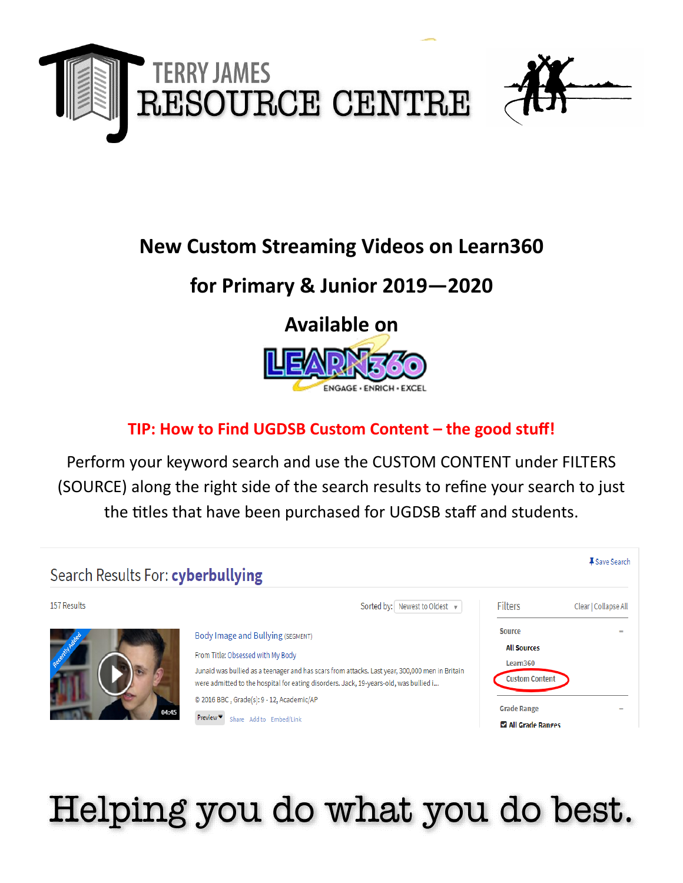# TERRY JAMES RESOURCE CENTRE

## New Custom Streaming Videos on Learn360

## for Primary & Junior 2019—2020

## Available on

LEARN360
ENGAGE • ENRICH • EXCEL

**TIP: How to Find UGDSB Custom Content – the good stuff!**

Perform your keyword search and use the CUSTOM CONTENT under FILTERS (SOURCE) along the right side of the search results to refine your search to just the titles that have been purchased for UGDSB staff and students.

Search Results For: **cyberbullying**

Save Search

157 Results

Sorted by: Newest to Oldest

Recently Added

04:45

Body Image and Bullying (SEGMENT)

From Title: Obsessed with My Body

Junaid was bullied as a teenager and has scars from attacks. Last year, 300,000 men in Britain were admitted to the hospital for eating disorders. Jack, 19-years-old, was bullied i...

© 2016 BBC , Grade(s): 9 - 12, Academic/AP

Preview Share Add to Embed/Link

Filters — Clear | Collapse All

Source

- All Sources
- Learn360
- Custom Content

Grade Range

- All Grade Ranges

**Helping you do what you do best.**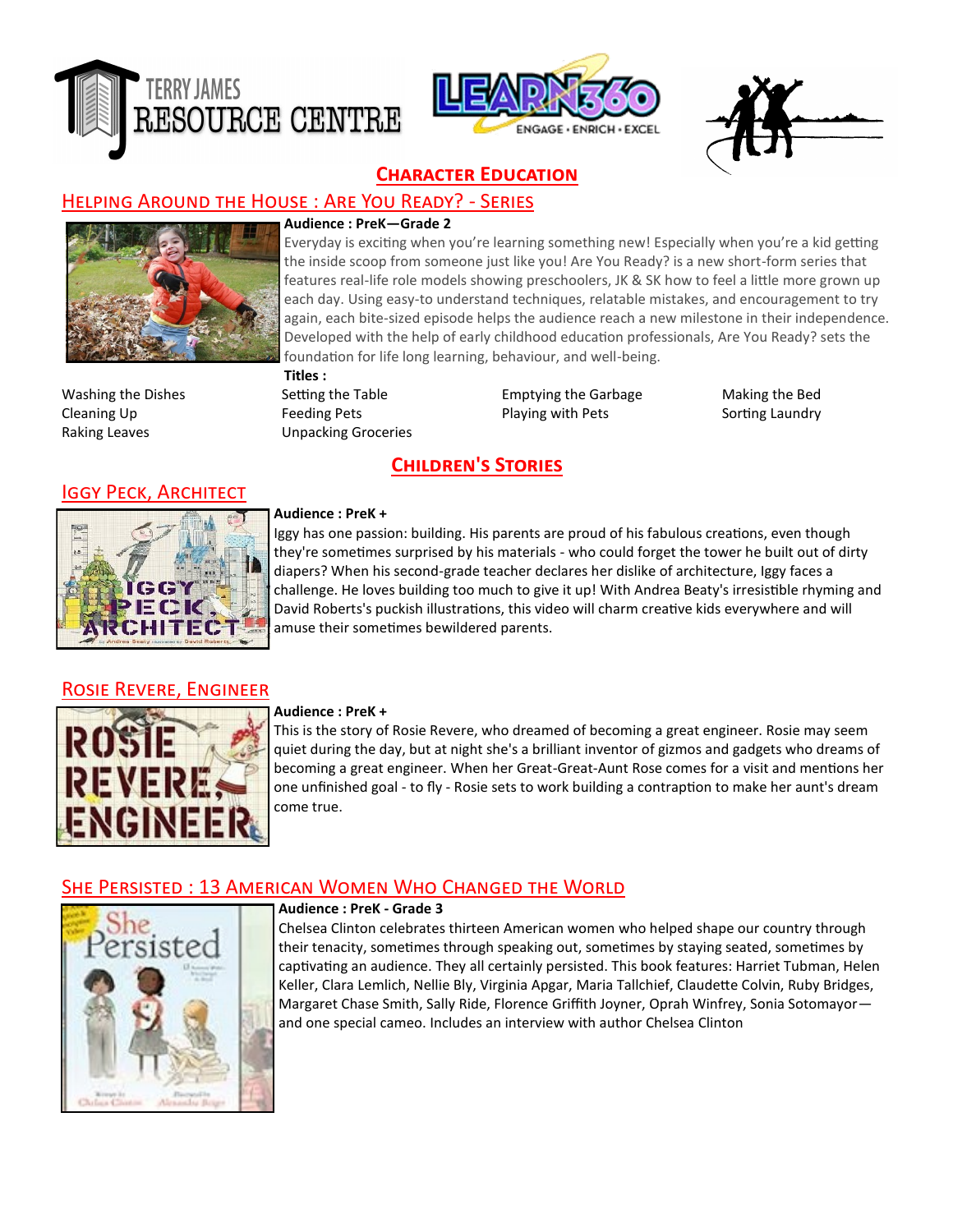# Character Education

## Helping Around the House : Are You Ready? - Series

**Audience : PreK—Grade 2**

Everyday is exciting when you're learning something new! Especially when you're a kid getting the inside scoop from someone just like you! Are You Ready? is a new short-form series that features real-life role models showing preschoolers, JK & SK how to feel a little more grown up each day. Using easy-to understand techniques, relatable mistakes, and encouragement to try again, each bite-sized episode helps the audience reach a new milestone in their independence. Developed with the help of early childhood education professionals, Are You Ready? sets the foundation for life long learning, behaviour, and well-being.

**Titles :**

| | | | |
|---|---|---|---|
| Washing the Dishes | Setting the Table | Emptying the Garbage | Making the Bed |
| Cleaning Up | Feeding Pets | Playing with Pets | Sorting Laundry |
| Raking Leaves | Unpacking Groceries | | |

# Children's Stories

## Iggy Peck, Architect

**Audience : PreK +**

Iggy has one passion: building. His parents are proud of his fabulous creations, even though they're sometimes surprised by his materials - who could forget the tower he built out of dirty diapers? When his second-grade teacher declares her dislike of architecture, Iggy faces a challenge. He loves building too much to give it up! With Andrea Beaty's irresistible rhyming and David Roberts's puckish illustrations, this video will charm creative kids everywhere and will amuse their sometimes bewildered parents.

## Rosie Revere, Engineer

**Audience : PreK +**

This is the story of Rosie Revere, who dreamed of becoming a great engineer. Rosie may seem quiet during the day, but at night she's a brilliant inventor of gizmos and gadgets who dreams of becoming a great engineer. When her Great-Great-Aunt Rose comes for a visit and mentions her one unfinished goal - to fly - Rosie sets to work building a contraption to make her aunt's dream come true.

## She Persisted : 13 American Women Who Changed the World

**Audience : PreK - Grade 3**

Chelsea Clinton celebrates thirteen American women who helped shape our country through their tenacity, sometimes through speaking out, sometimes by staying seated, sometimes by captivating an audience. They all certainly persisted. This book features: Harriet Tubman, Helen Keller, Clara Lemlich, Nellie Bly, Virginia Apgar, Maria Tallchief, Claudette Colvin, Ruby Bridges, Margaret Chase Smith, Sally Ride, Florence Griffith Joyner, Oprah Winfrey, Sonia Sotomayor—and one special cameo. Includes an interview with author Chelsea Clinton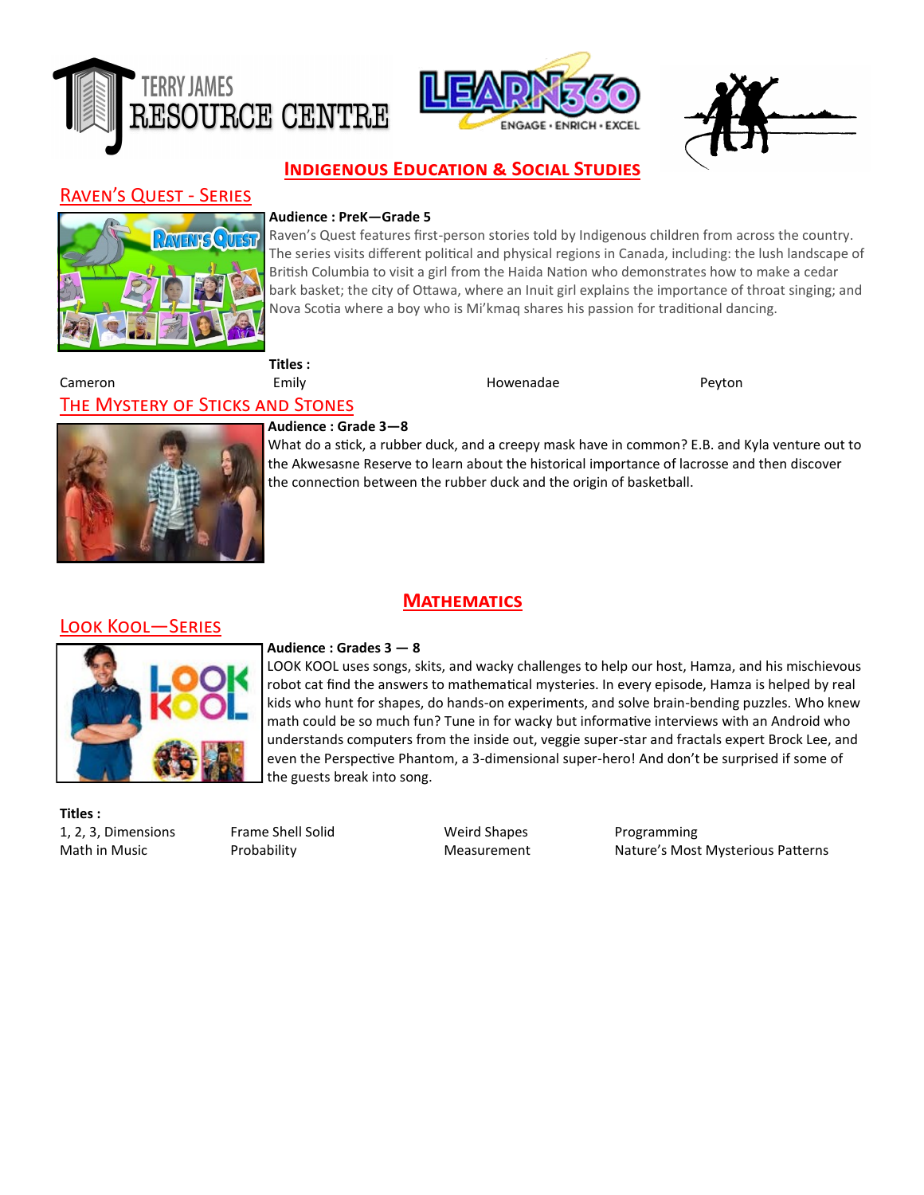# Indigenous Education & Social Studies

## Raven's Quest - Series

**Audience : PreK—Grade 5**

Raven's Quest features first-person stories told by Indigenous children from across the country. The series visits different political and physical regions in Canada, including: the lush landscape of British Columbia to visit a girl from the Haida Nation who demonstrates how to make a cedar bark basket; the city of Ottawa, where an Inuit girl explains the importance of throat singing; and Nova Scotia where a boy who is Mi'kmaq shares his passion for traditional dancing.

**Titles :**

| | | | |
|---|---|---|---|
| Cameron | Emily | Howenadae | Peyton |

## The Mystery of Sticks and Stones

**Audience : Grade 3—8**

What do a stick, a rubber duck, and a creepy mask have in common? E.B. and Kyla venture out to the Akwesasne Reserve to learn about the historical importance of lacrosse and then discover the connection between the rubber duck and the origin of basketball.

# Mathematics

## Look Kool—Series

**Audience : Grades 3 — 8**

LOOK KOOL uses songs, skits, and wacky challenges to help our host, Hamza, and his mischievous robot cat find the answers to mathematical mysteries. In every episode, Hamza is helped by real kids who hunt for shapes, do hands-on experiments, and solve brain-bending puzzles. Who knew math could be so much fun? Tune in for wacky but informative interviews with an Android who understands computers from the inside out, veggie super-star and fractals expert Brock Lee, and even the Perspective Phantom, a 3-dimensional super-hero! And don't be surprised if some of the guests break into song.

**Titles :**

| | | | |
|---|---|---|---|
| 1, 2, 3, Dimensions | Frame Shell Solid | Weird Shapes | Programming |
| Math in Music | Probability | Measurement | Nature's Most Mysterious Patterns |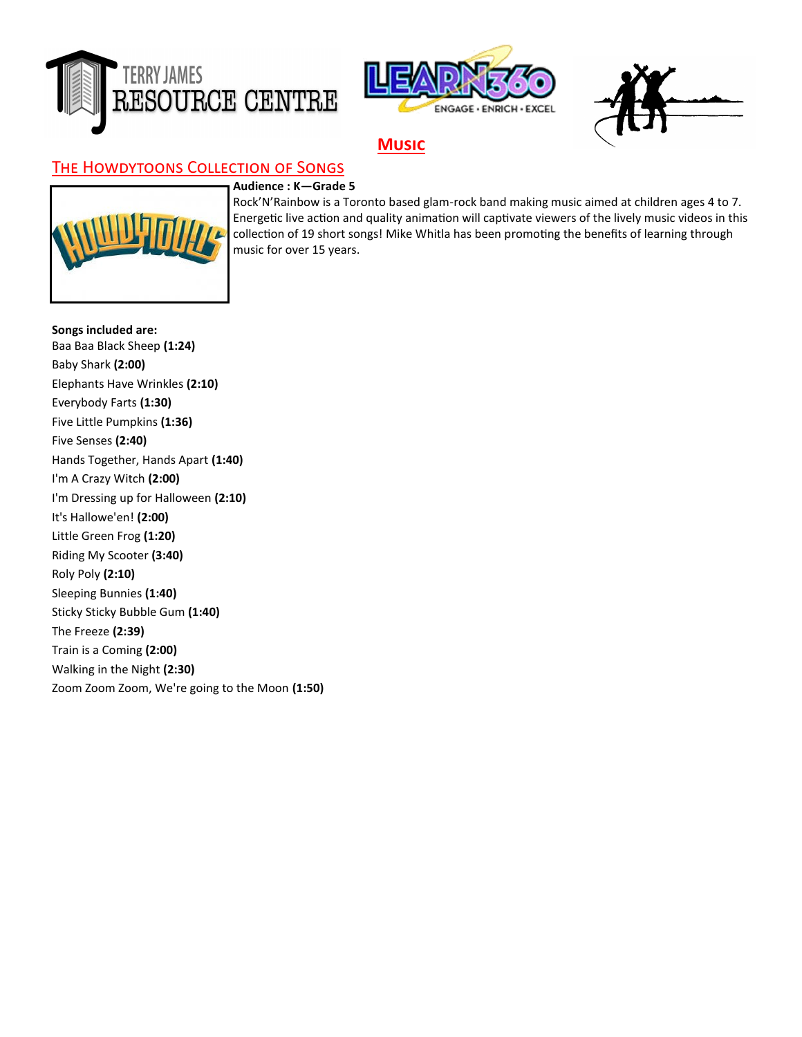# Music

## The Howdytoons Collection of Songs

**Audience : K—Grade 5**

Rock'N'Rainbow is a Toronto based glam-rock band making music aimed at children ages 4 to 7. Energetic live action and quality animation will captivate viewers of the lively music videos in this collection of 19 short songs! Mike Whitla has been promoting the benefits of learning through music for over 15 years.

**Songs included are:**

Baa Baa Black Sheep **(1:24)**
Baby Shark **(2:00)**
Elephants Have Wrinkles **(2:10)**
Everybody Farts **(1:30)**
Five Little Pumpkins **(1:36)**
Five Senses **(2:40)**
Hands Together, Hands Apart **(1:40)**
I'm A Crazy Witch **(2:00)**
I'm Dressing up for Halloween **(2:10)**
It's Hallowe'en! **(2:00)**
Little Green Frog **(1:20)**
Riding My Scooter **(3:40)**
Roly Poly **(2:10)**
Sleeping Bunnies **(1:40)**
Sticky Sticky Bubble Gum **(1:40)**
The Freeze **(2:39)**
Train is a Coming **(2:00)**
Walking in the Night **(2:30)**
Zoom Zoom Zoom, We're going to the Moon **(1:50)**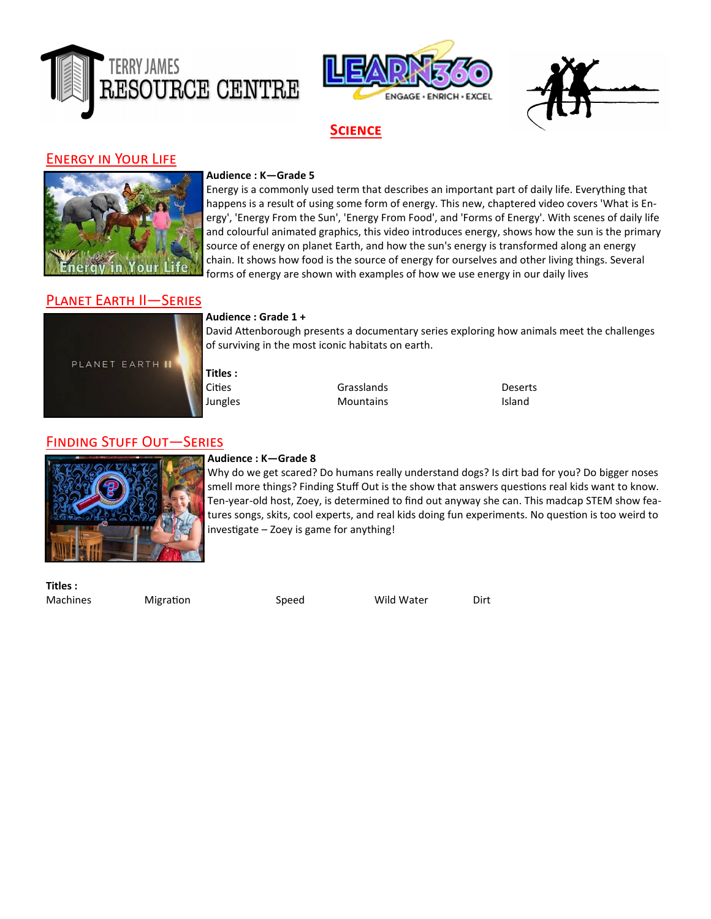# Science

## Energy in Your Life

**Audience : K—Grade 5**

Energy is a commonly used term that describes an important part of daily life. Everything that happens is a result of using some form of energy. This new, chaptered video covers 'What is Energy', 'Energy From the Sun', 'Energy From Food', and 'Forms of Energy'. With scenes of daily life and colourful animated graphics, this video introduces energy, shows how the sun is the primary source of energy on planet Earth, and how the sun's energy is transformed along an energy chain. It shows how food is the source of energy for ourselves and other living things. Several forms of energy are shown with examples of how we use energy in our daily lives

## Planet Earth II—Series

**Audience : Grade 1 +**

David Attenborough presents a documentary series exploring how animals meet the challenges of surviving in the most iconic habitats on earth.

**Titles :**

| | | |
|---|---|---|
| Cities | Grasslands | Deserts |
| Jungles | Mountains | Island |

## Finding Stuff Out—Series

**Audience : K—Grade 8**

Why do we get scared? Do humans really understand dogs? Is dirt bad for you? Do bigger noses smell more things? Finding Stuff Out is the show that answers questions real kids want to know. Ten-year-old host, Zoey, is determined to find out anyway she can. This madcap STEM show features songs, skits, cool experts, and real kids doing fun experiments. No question is too weird to investigate – Zoey is game for anything!

**Titles :**

| | | | | |
|---|---|---|---|---|
| Machines | Migration | Speed | Wild Water | Dirt |